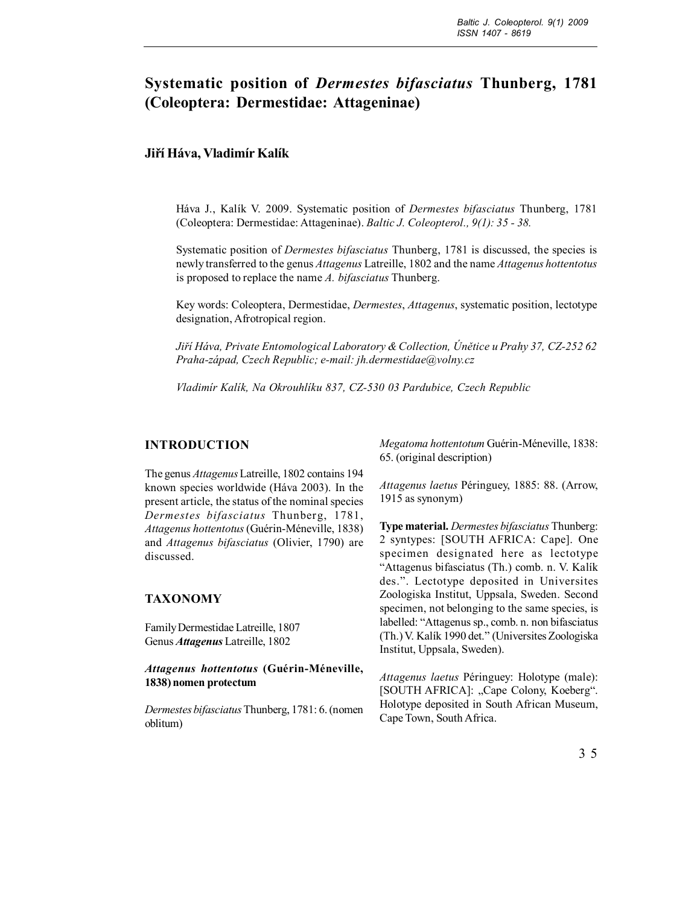# Systematic position of *Dermestes bifasciatus* Thunberg, 1781 (Coleoptera: Dermestidae: Attageninae)

**Jiří Háva, Vladimír Kalík**

Háva J., Kalík V. 2009. Systematic position of *Dermestes bifasciatus* Thunberg, 1781 (Coleoptera: Dermestidae: Attageninae). *Baltic J. Coleopterol., 9(1): 35 - 38.*

Systematic position of *Dermestes bifasciatus* Thunberg, 1781 is discussed, the species is newly transferred to the genus *Attagenus* Latreille, 1802 and the name *Attagenus hottentotus* is proposed to replace the name *A. bifasciatus* Thunberg.

Key words: Coleoptera, Dermestidae, *Dermestes*, *Attagenus*, systematic position, lectotype designation, Afrotropical region.

*Jiří Háva, Private Entomological Laboratory & Collection, Únětice u Prahy 37, CZ-252 62 Praha-západ, Czech Republic; e-mail: jh.dermestidae@volny.cz*

*Vladimír Kalík, Na Okrouhlíku 837, CZ-530 03 Pardubice, Czech Republic*

## INTRODUCTION

The genus *Attagenus* Latreille, 1802 contains 194 known species worldwide (Háva 2003). In the present article, the status of the nominal species *Dermestes bifasciatus* Thunberg, 1781, *Attagenus hottentotus* (Guérin-Méneville, 1838) and *Attagenus bifasciatus* (Olivier, 1790) are discussed.

## TAXONOMY

Family Dermestidae Latreille, 1807
Genus ***Attagenus*** Latreille, 1802

### *Attagenus hottentotus* (Guérin-Méneville, 1838) nomen protectum

*Dermestes bifasciatus* Thunberg, 1781: 6. (nomen oblitum)

*Megatoma hottentotum* Guérin-Méneville, 1838: 65. (original description)

*Attagenus laetus* Péringuey, 1885: 88. (Arrow, 1915 as synonym)

**Type material.** *Dermestes bifasciatus* Thunberg: 2 syntypes: [SOUTH AFRICA: Cape]. One specimen designated here as lectotype "Attagenus bifasciatus (Th.) comb. n. V. Kalík des.". Lectotype deposited in Universites Zoologiska Institut, Uppsala, Sweden. Second specimen, not belonging to the same species, is labelled: "Attagenus sp., comb. n. non bifasciatus (Th.) V. Kalík 1990 det." (Universites Zoologiska Institut, Uppsala, Sweden).

*Attagenus laetus* Péringuey: Holotype (male): [SOUTH AFRICA]: „Cape Colony, Koeberg". Holotype deposited in South African Museum, Cape Town, South Africa.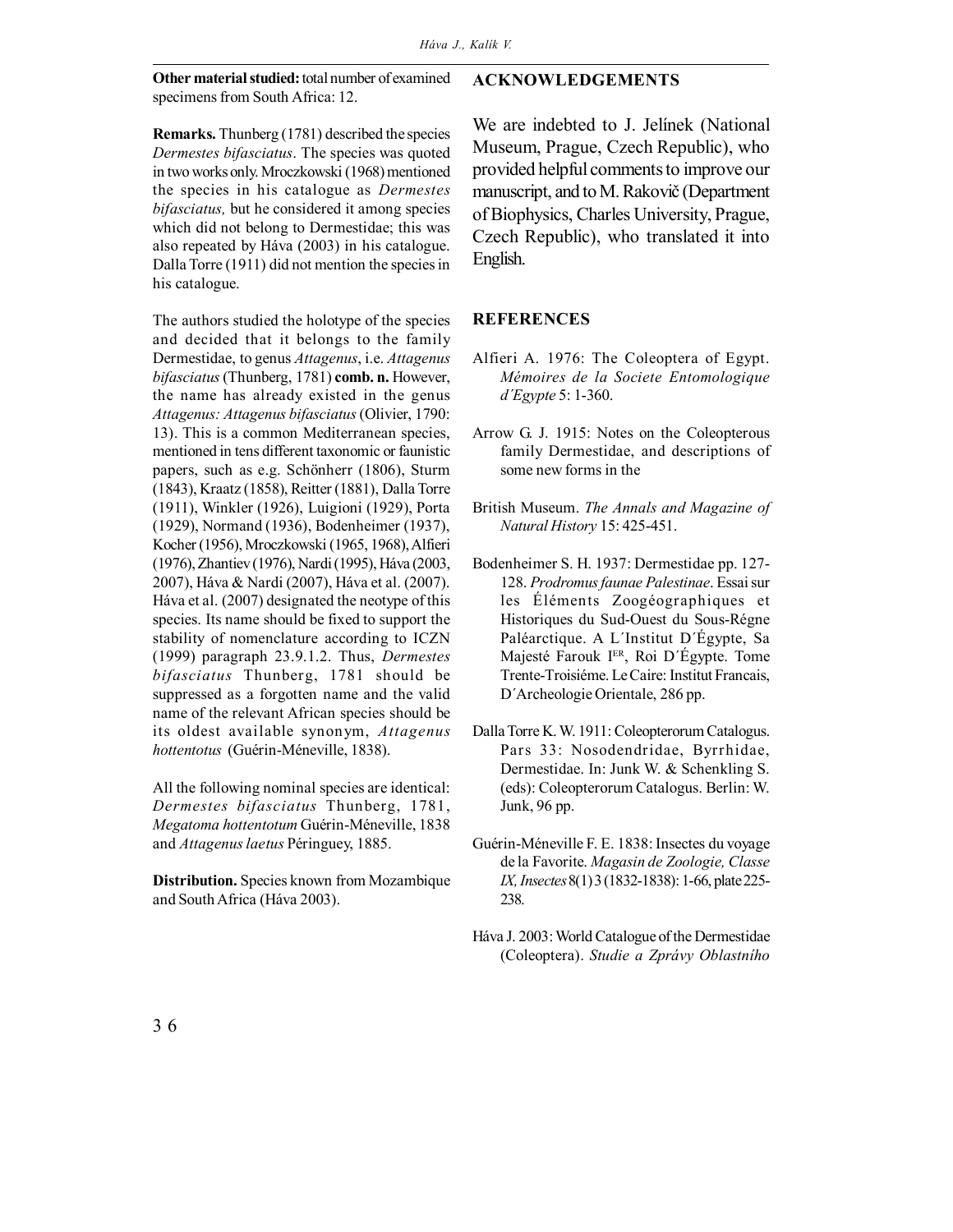**Other material studied:** total number of examined specimens from South Africa: 12.

**Remarks.** Thunberg (1781) described the species *Dermestes bifasciatus*. The species was quoted in two works only. Mroczkowski (1968) mentioned the species in his catalogue as *Dermestes bifasciatus,* but he considered it among species which did not belong to Dermestidae; this was also repeated by Háva (2003) in his catalogue. Dalla Torre (1911) did not mention the species in his catalogue.

The authors studied the holotype of the species and decided that it belongs to the family Dermestidae, to genus *Attagenus*, i.e. *Attagenus bifasciatus* (Thunberg, 1781) **comb. n.** However, the name has already existed in the genus *Attagenus: Attagenus bifasciatus* (Olivier, 1790: 13). This is a common Mediterranean species, mentioned in tens different taxonomic or faunistic papers, such as e.g. Schönherr (1806), Sturm (1843), Kraatz (1858), Reitter (1881), Dalla Torre (1911), Winkler (1926), Luigioni (1929), Porta (1929), Normand (1936), Bodenheimer (1937), Kocher (1956), Mroczkowski (1965, 1968), Alfieri (1976), Zhantiev (1976), Nardi (1995), Háva (2003, 2007), Háva & Nardi (2007), Háva et al. (2007). Háva et al. (2007) designated the neotype of this species. Its name should be fixed to support the stability of nomenclature according to ICZN (1999) paragraph 23.9.1.2. Thus, *Dermestes bifasciatus* Thunberg, 1781 should be suppressed as a forgotten name and the valid name of the relevant African species should be its oldest available synonym, *Attagenus hottentotus* (Guérin-Méneville, 1838).

All the following nominal species are identical: *Dermestes bifasciatus* Thunberg, 1781, *Megatoma hottentotum* Guérin-Méneville, 1838 and *Attagenus laetus* Péringuey, 1885.

**Distribution.** Species known from Mozambique and South Africa (Háva 2003).

## ACKNOWLEDGEMENTS

We are indebted to J. Jelínek (National Museum, Prague, Czech Republic), who provided helpful comments to improve our manuscript, and to M. Rakovič (Department of Biophysics, Charles University, Prague, Czech Republic), who translated it into English.

## REFERENCES

Alfieri A. 1976: The Coleoptera of Egypt. *Mémoires de la Societe Entomologique d´Egypte* 5: 1-360.

Arrow G. J. 1915: Notes on the Coleopterous family Dermestidae, and descriptions of some new forms in the

British Museum. *The Annals and Magazine of Natural History* 15: 425-451.

Bodenheimer S. H. 1937: Dermestidae pp. 127-128. *Prodromus faunae Palestinae*. Essai sur les Éléments Zoogéographiques et Historiques du Sud-Ouest du Sous-Régne Paléarctique. A L´Institut D´Égypte, Sa Majesté Farouk I[ER], Roi D´Égypte. Tome Trente-Troisiéme. Le Caire: Institut Francais, D´Archeologie Orientale, 286 pp.

Dalla Torre K. W. 1911: Coleopterorum Catalogus. Pars 33: Nosodendridae, Byrrhidae, Dermestidae. In: Junk W. & Schenkling S. (eds): Coleopterorum Catalogus. Berlin: W. Junk, 96 pp.

Guérin-Méneville F. E. 1838: Insectes du voyage de la Favorite. *Magasin de Zoologie, Classe IX, Insectes* 8(1) 3 (1832-1838): 1-66, plate 225-238.

Háva J. 2003: World Catalogue of the Dermestidae (Coleoptera). *Studie a Zprávy Oblastního*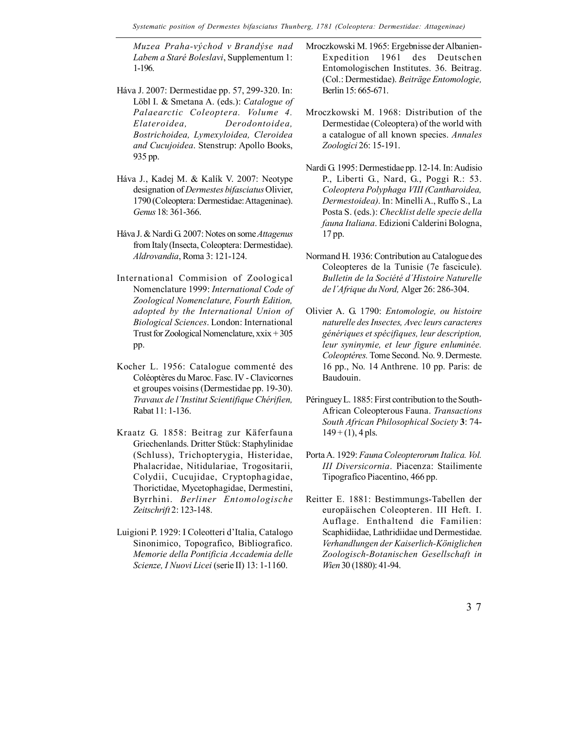*Muzea Praha-východ v Brandýse nad Labem a Staré Boleslavi*, Supplementum 1: 1-196.

Háva J. 2007: Dermestidae pp. 57, 299-320. In: Löbl I. & Smetana A. (eds.): *Catalogue of Palaearctic Coleoptera. Volume 4. Elateroidea, Derodontoidea, Bostrichoidea, Lymexyloidea, Cleroidea and Cucujoidea*. Stenstrup: Apollo Books, 935 pp.

Háva J., Kadej M. & Kalík V. 2007: Neotype designation of *Dermestes bifasciatus* Olivier, 1790 (Coleoptera: Dermestidae: Attageninae). *Genus* 18: 361-366.

Háva J. & Nardi G. 2007: Notes on some *Attagenus* from Italy (Insecta, Coleoptera: Dermestidae). *Aldrovandia*, Roma 3: 121-124.

International Commision of Zoological Nomenclature 1999: *International Code of Zoological Nomenclature, Fourth Edition, adopted by the International Union of Biological Sciences*. London: International Trust for Zoological Nomenclature, xxix + 305 pp.

Kocher L. 1956: Catalogue commenté des Coléoptères du Maroc. Fasc. IV - Clavicornes et groupes voisins (Dermestidae pp. 19-30). *Travaux de l´Institut Scientifique Chérifien,* Rabat 11: 1-136.

Kraatz G. 1858: Beitrag zur Käferfauna Griechenlands. Dritter Stück: Staphylinidae (Schluss), Trichopterygia, Histeridae, Phalacridae, Nitidulariae, Trogositarii, Colydii, Cucujidae, Cryptophagidae, Thorictidae, Mycetophagidae, Dermestini, Byrrhini. *Berliner Entomologische Zeitschrift* 2: 123-148.

Luigioni P. 1929: I Coleotteri d'Italia, Catalogo Sinonimico, Topografico, Bibliografico. *Memorie della Pontificia Accademia delle Scienze, I Nuovi Licei* (serie II) 13: 1-1160.

Mroczkowski M. 1965: Ergebnisse der Albanien-Expedition 1961 des Deutschen Entomologischen Institutes. 36. Beitrag. (Col.: Dermestidae). *Beiträge Entomologie,* Berlin 15: 665-671.

Mroczkowski M. 1968: Distribution of the Dermestidae (Coleoptera) of the world with a catalogue of all known species. *Annales Zoologici* 26: 15-191.

Nardi G. 1995: Dermestidae pp. 12-14. In: Audisio P., Liberti G., Nard, G., Poggi R.: 53. *Coleoptera Polyphaga VIII (Cantharoidea, Dermestoidea)*. In: Minelli A., Ruffo S., La Posta S. (eds.): *Checklist delle specie della fauna Italiana*. Edizioni Calderini Bologna, 17 pp.

Normand H. 1936: Contribution au Catalogue des Coleopteres de la Tunisie (7e fascicule). *Bulletin de la Société d´Histoire Naturelle de l´Afrique du Nord,* Alger 26: 286-304.

Olivier A. G. 1790: *Entomologie, ou histoire naturelle des Insectes, Avec leurs caracteres génériques et spécifiques, leur description, leur syninymie, et leur figure enluminée. Coleoptéres.* Tome Second. No. 9. Dermeste. 16 pp., No. 14 Anthrene. 10 pp. Paris: de Baudouin.

Péringuey L. 1885: First contribution to the South-African Coleopterous Fauna. *Transactions South African Philosophical Society* **3**: 74-149 + (1), 4 pls.

Porta A. 1929: *Fauna Coleopterorum Italica. Vol. III Diversicornia*. Piacenza: Stailimente Tipografico Piacentino, 466 pp.

Reitter E. 1881: Bestimmungs-Tabellen der europäischen Coleopteren. III Heft. I. Auflage. Enthaltend die Familien: Scaphidiidae, Lathridiidae und Dermestidae. *Verhandlungen der Kaiserlich-Königlichen Zoologisch-Botanischen Gesellschaft in Wien* 30 (1880): 41-94.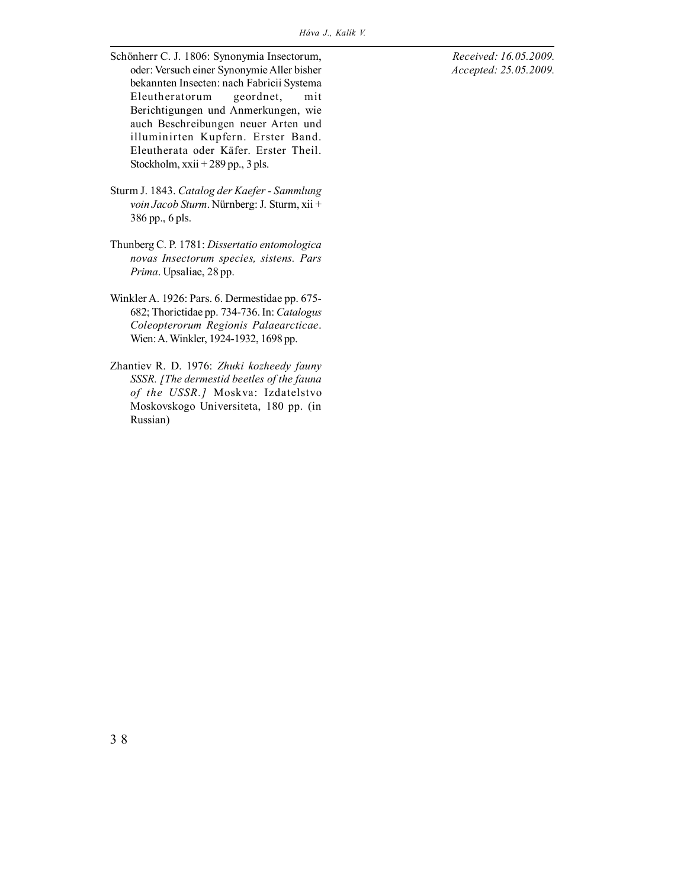Schönherr C. J. 1806: Synonymia Insectorum, oder: Versuch einer Synonymie Aller bisher bekannten Insecten: nach Fabricii Systema Eleutheratorum geordnet, mit Berichtigungen und Anmerkungen, wie auch Beschreibungen neuer Arten und illuminirten Kupfern. Erster Band. Eleutherata oder Käfer. Erster Theil. Stockholm, xxii + 289 pp., 3 pls.

Sturm J. 1843. *Catalog der Kaefer - Sammlung voin Jacob Sturm*. Nürnberg: J. Sturm, xii + 386 pp., 6 pls.

Thunberg C. P. 1781: *Dissertatio entomologica novas Insectorum species, sistens. Pars Prima*. Upsaliae, 28 pp.

Winkler A. 1926: Pars. 6. Dermestidae pp. 675-682; Thorictidae pp. 734-736. In: *Catalogus Coleopterorum Regionis Palaearcticae*. Wien: A. Winkler, 1924-1932, 1698 pp.

Zhantiev R. D. 1976: *Zhuki kozheedy fauny SSSR. [The dermestid beetles of the fauna of the USSR.]* Moskva: Izdatelstvo Moskovskogo Universiteta, 180 pp. (in Russian)

*Received: 16.05.2009.*
*Accepted: 25.05.2009.*